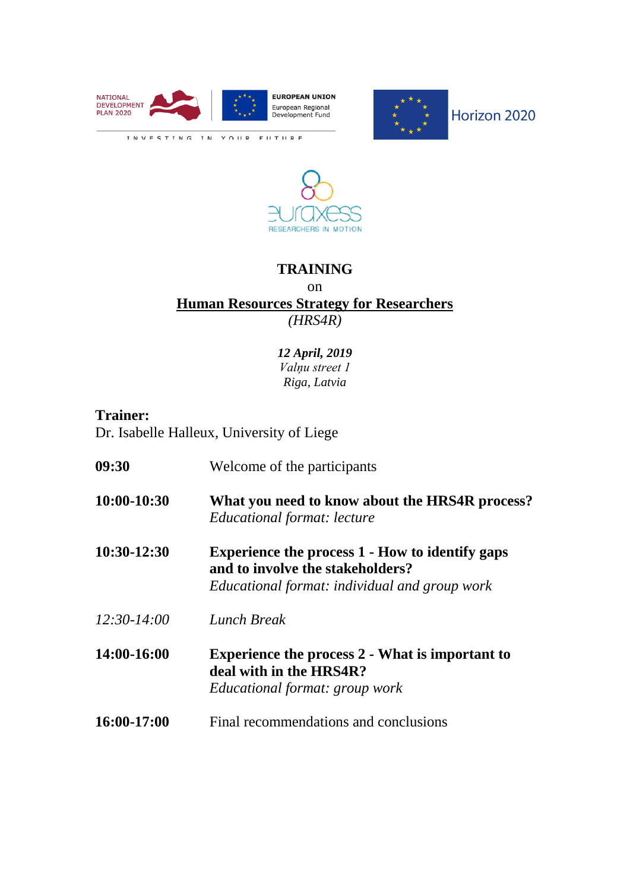NATIONAL DEVELOPMENT PLAN 2020

EUROPEAN UNION
European Regional Development Fund

INVESTING IN YOUR FUTURE

Horizon 2020

euraxess
RESEARCHERS IN MOTION

**TRAINING**

on

**<u>Human Resources Strategy for Researchers</u>**

*(HRS4R)*

***12 April, 2019***
*Valņu street 1*
*Riga, Latvia*

**Trainer:**
Dr. Isabelle Halleux, University of Liege

**09:30** Welcome of the participants

**10:00-10:30** **What you need to know about the HRS4R process?**
*Educational format: lecture*

**10:30-12:30** **Experience the process 1 - How to identify gaps and to involve the stakeholders?**
*Educational format: individual and group work*

*12:30-14:00* *Lunch Break*

**14:00-16:00** **Experience the process 2 - What is important to deal with in the HRS4R?**
*Educational format: group work*

**16:00-17:00** Final recommendations and conclusions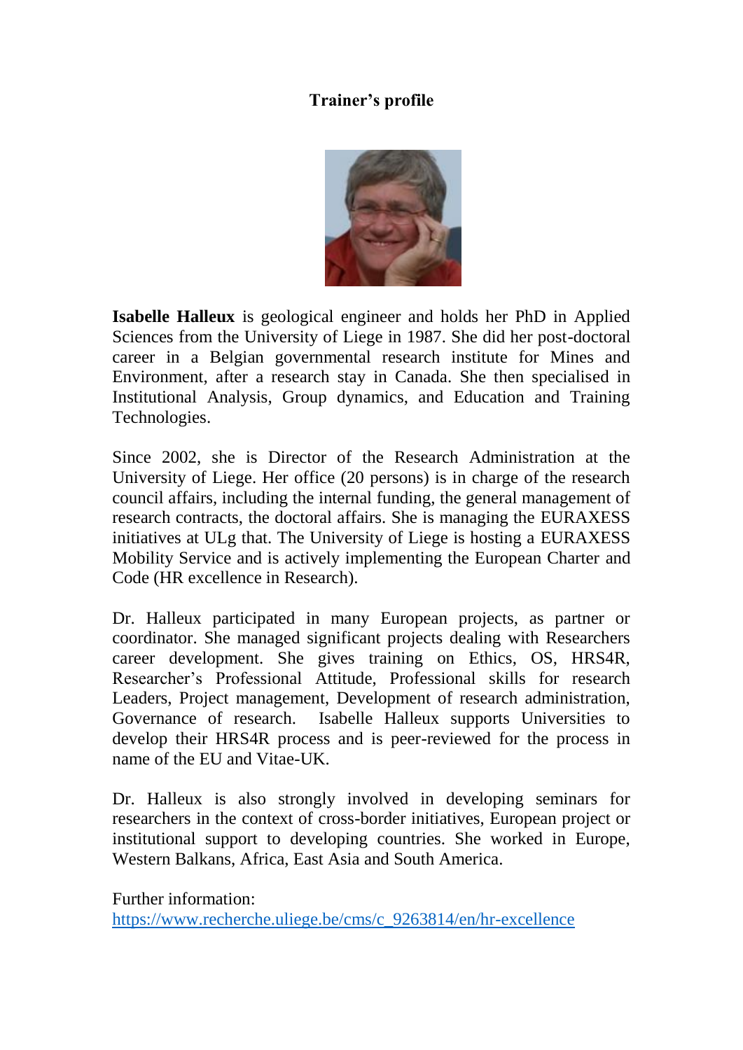**Trainer's profile**

**Isabelle Halleux** is geological engineer and holds her PhD in Applied Sciences from the University of Liege in 1987. She did her post-doctoral career in a Belgian governmental research institute for Mines and Environment, after a research stay in Canada. She then specialised in Institutional Analysis, Group dynamics, and Education and Training Technologies.

Since 2002, she is Director of the Research Administration at the University of Liege. Her office (20 persons) is in charge of the research council affairs, including the internal funding, the general management of research contracts, the doctoral affairs. She is managing the EURAXESS initiatives at ULg that. The University of Liege is hosting a EURAXESS Mobility Service and is actively implementing the European Charter and Code (HR excellence in Research).

Dr. Halleux participated in many European projects, as partner or coordinator. She managed significant projects dealing with Researchers career development. She gives training on Ethics, OS, HRS4R, Researcher's Professional Attitude, Professional skills for research Leaders, Project management, Development of research administration, Governance of research. Isabelle Halleux supports Universities to develop their HRS4R process and is peer-reviewed for the process in name of the EU and Vitae-UK.

Dr. Halleux is also strongly involved in developing seminars for researchers in the context of cross-border initiatives, European project or institutional support to developing countries. She worked in Europe, Western Balkans, Africa, East Asia and South America.

Further information:
https://www.recherche.uliege.be/cms/c_9263814/en/hr-excellence